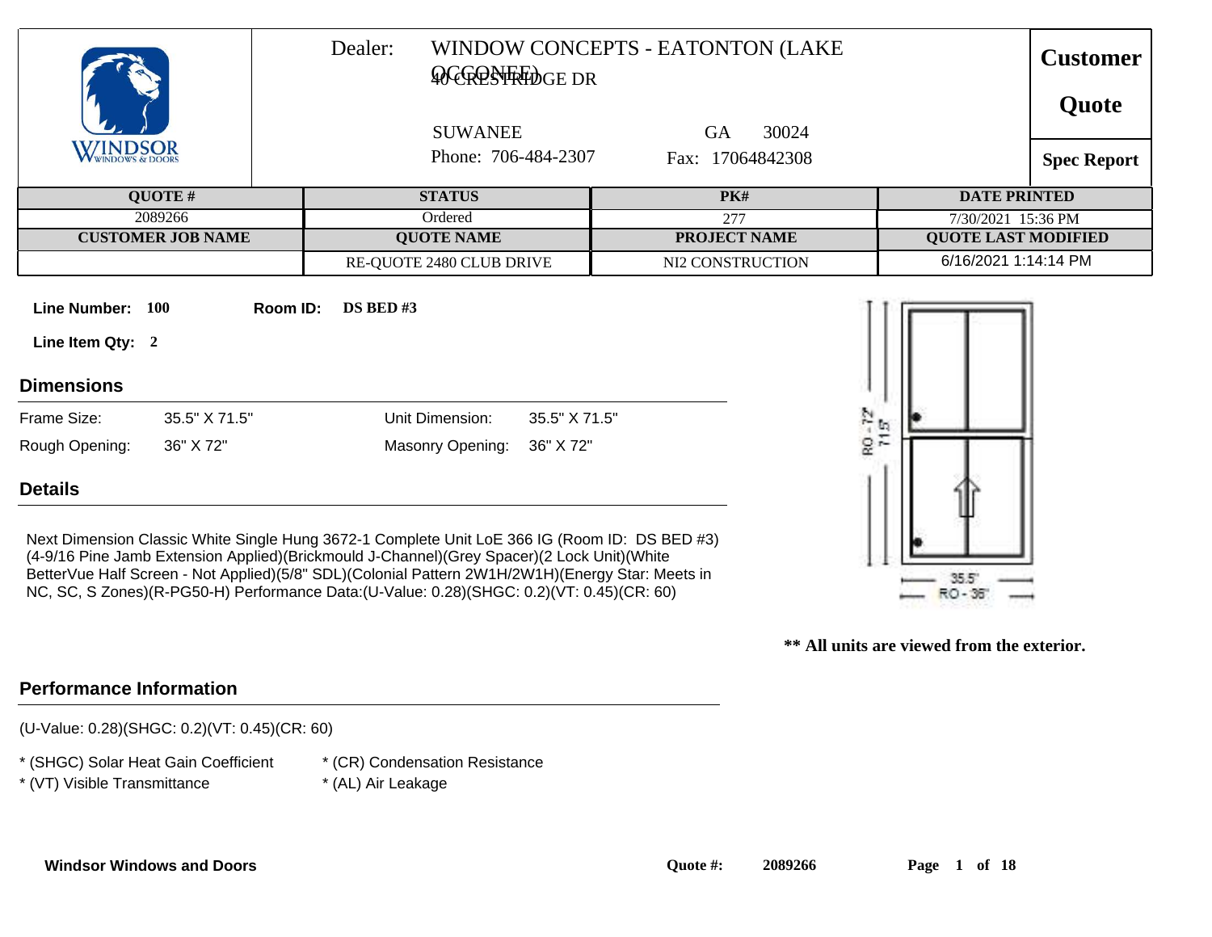| | Dealer: WINDOW CONCEPTS - EATONTON (LAKE OCONEE) 40 CRESTRIDGE DR SUWANEE GA 30024 Phone: 706-484-2307 Fax: 17064842308 | | | **Customer Quote** **Spec Report** |
|---|---|---|---|---|

| QUOTE # | STATUS | PK# | DATE PRINTED |
|---|---|---|---|
| 2089266 | Ordered | 277 | 7/30/2021 15:36 PM |
| **CUSTOMER JOB NAME** | **QUOTE NAME** | **PROJECT NAME** | **QUOTE LAST MODIFIED** |
| | RE-QUOTE 2480 CLUB DRIVE | NI2 CONSTRUCTION | 6/16/2021 1:14:14 PM |

**Line Number:** 100 **Room ID:** DS BED #3

**Line Item Qty:** 2

## Dimensions

| | | | |
|---|---|---|---|
| Frame Size: | 35.5" X 71.5" | Unit Dimension: | 35.5" X 71.5" |
| Rough Opening: | 36" X 72" | Masonry Opening: | 36" X 72" |

## Details

Next Dimension Classic White Single Hung 3672-1 Complete Unit LoE 366 IG (Room ID: DS BED #3)(4-9/16 Pine Jamb Extension Applied)(Brickmould J-Channel)(Grey Spacer)(2 Lock Unit)(White BetterVue Half Screen - Not Applied)(5/8" SDL)(Colonial Pattern 2W1H/2W1H)(Energy Star: Meets in NC, SC, S Zones)(R-PG50-H) Performance Data:(U-Value: 0.28)(SHGC: 0.2)(VT: 0.45)(CR: 60)

RO - 72" 71.5" 35.5" RO - 36"

**\*\* All units are viewed from the exterior.**

## Performance Information

(U-Value: 0.28)(SHGC: 0.2)(VT: 0.45)(CR: 60)

- * (SHGC) Solar Heat Gain Coefficient
- * (VT) Visible Transmittance
- * (CR) Condensation Resistance
- * (AL) Air Leakage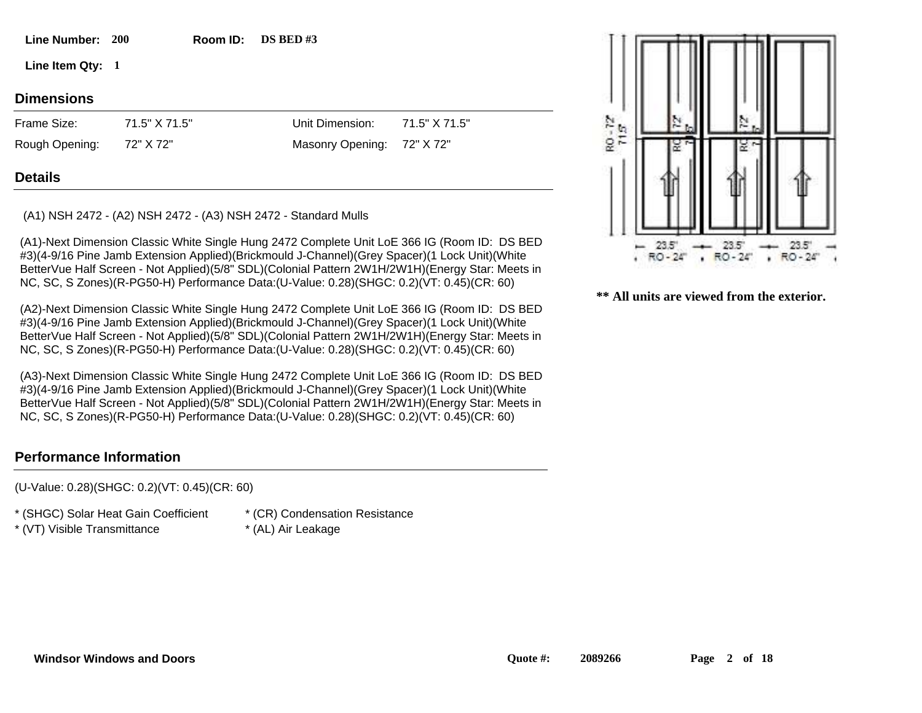**Line Number:** 200 **Room ID:** DS BED #3

**Line Item Qty:** 1

## Dimensions

| | | | |
|---|---|---|---|
| Frame Size: | 71.5" X 71.5" | Unit Dimension: | 71.5" X 71.5" |
| Rough Opening: | 72" X 72" | Masonry Opening: | 72" X 72" |

## Details

(A1) NSH 2472 - (A2) NSH 2472 - (A3) NSH 2472 - Standard Mulls

(A1)-Next Dimension Classic White Single Hung 2472 Complete Unit LoE 366 IG (Room ID: DS BED #3)(4-9/16 Pine Jamb Extension Applied)(Brickmould J-Channel)(Grey Spacer)(1 Lock Unit)(White BetterVue Half Screen - Not Applied)(5/8" SDL)(Colonial Pattern 2W1H/2W1H)(Energy Star: Meets in NC, SC, S Zones)(R-PG50-H) Performance Data:(U-Value: 0.28)(SHGC: 0.2)(VT: 0.45)(CR: 60)

(A2)-Next Dimension Classic White Single Hung 2472 Complete Unit LoE 366 IG (Room ID: DS BED #3)(4-9/16 Pine Jamb Extension Applied)(Brickmould J-Channel)(Grey Spacer)(1 Lock Unit)(White BetterVue Half Screen - Not Applied)(5/8" SDL)(Colonial Pattern 2W1H/2W1H)(Energy Star: Meets in NC, SC, S Zones)(R-PG50-H) Performance Data:(U-Value: 0.28)(SHGC: 0.2)(VT: 0.45)(CR: 60)

(A3)-Next Dimension Classic White Single Hung 2472 Complete Unit LoE 366 IG (Room ID: DS BED #3)(4-9/16 Pine Jamb Extension Applied)(Brickmould J-Channel)(Grey Spacer)(1 Lock Unit)(White BetterVue Half Screen - Not Applied)(5/8" SDL)(Colonial Pattern 2W1H/2W1H)(Energy Star: Meets in NC, SC, S Zones)(R-PG50-H) Performance Data:(U-Value: 0.28)(SHGC: 0.2)(VT: 0.45)(CR: 60)

**\*\* All units are viewed from the exterior.**

## Performance Information

(U-Value: 0.28)(SHGC: 0.2)(VT: 0.45)(CR: 60)

\* (SHGC) Solar Heat Gain Coefficient  
\* (VT) Visible Transmittance  
\* (CR) Condensation Resistance  
\* (AL) Air Leakage

**Windsor Windows and Doors** **Quote #:** 2089266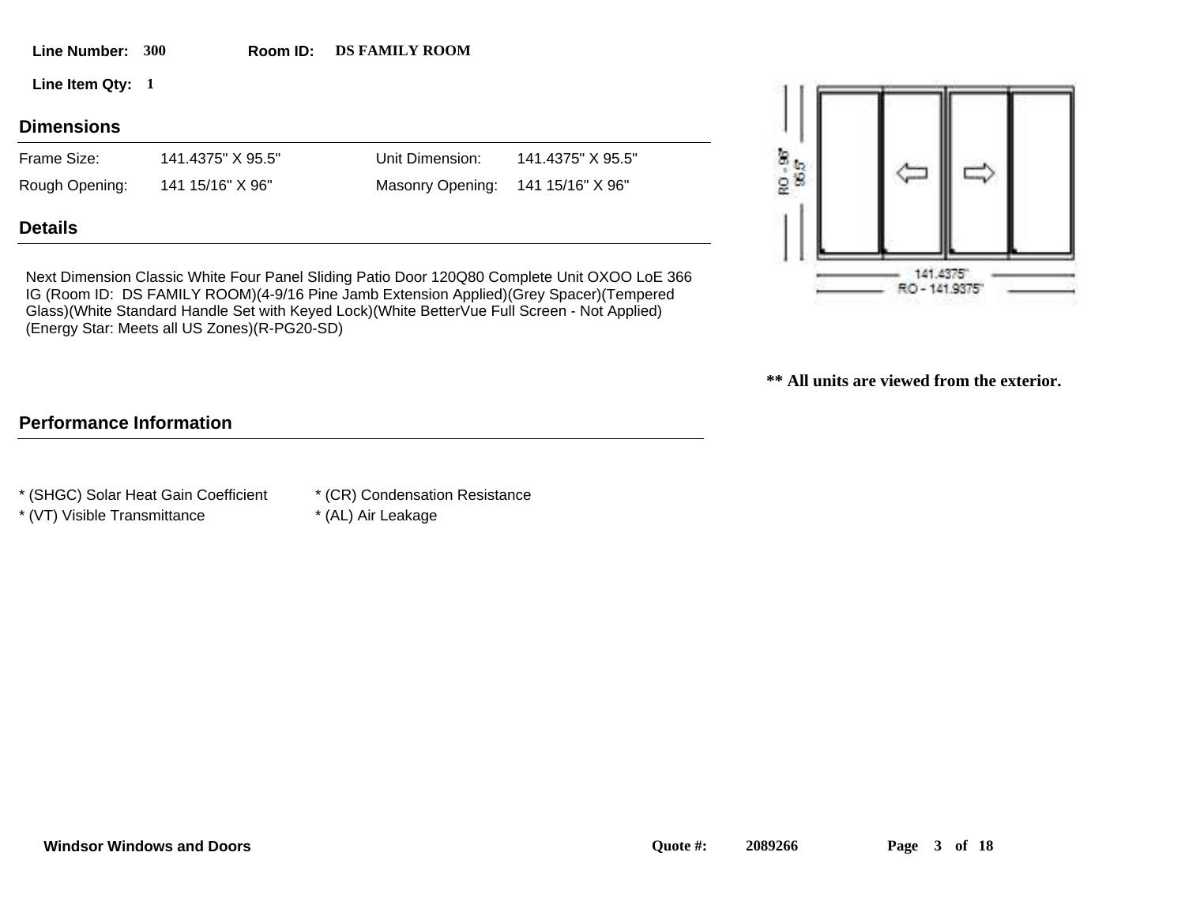**Line Number:** 300 **Room ID:** DS FAMILY ROOM

**Line Item Qty:** 1

## Dimensions

| | | | |
|---|---|---|---|
| Frame Size: | 141.4375" X 95.5" | Unit Dimension: | 141.4375" X 95.5" |
| Rough Opening: | 141 15/16" X 96" | Masonry Opening: | 141 15/16" X 96" |

## Details

Next Dimension Classic White Four Panel Sliding Patio Door 120Q80 Complete Unit OXOO LoE 366 IG (Room ID: DS FAMILY ROOM)(4-9/16 Pine Jamb Extension Applied)(Grey Spacer)(Tempered Glass)(White Standard Handle Set with Keyed Lock)(White BetterVue Full Screen - Not Applied)(Energy Star: Meets all US Zones)(R-PG20-SD)

RO - 96"
95.5"

141.4375"
RO - 141.9375"

**** All units are viewed from the exterior.**

## Performance Information

* (SHGC) Solar Heat Gain Coefficient
* (VT) Visible Transmittance
* (CR) Condensation Resistance
* (AL) Air Leakage

**Windsor Windows and Doors** **Quote #:** 2089266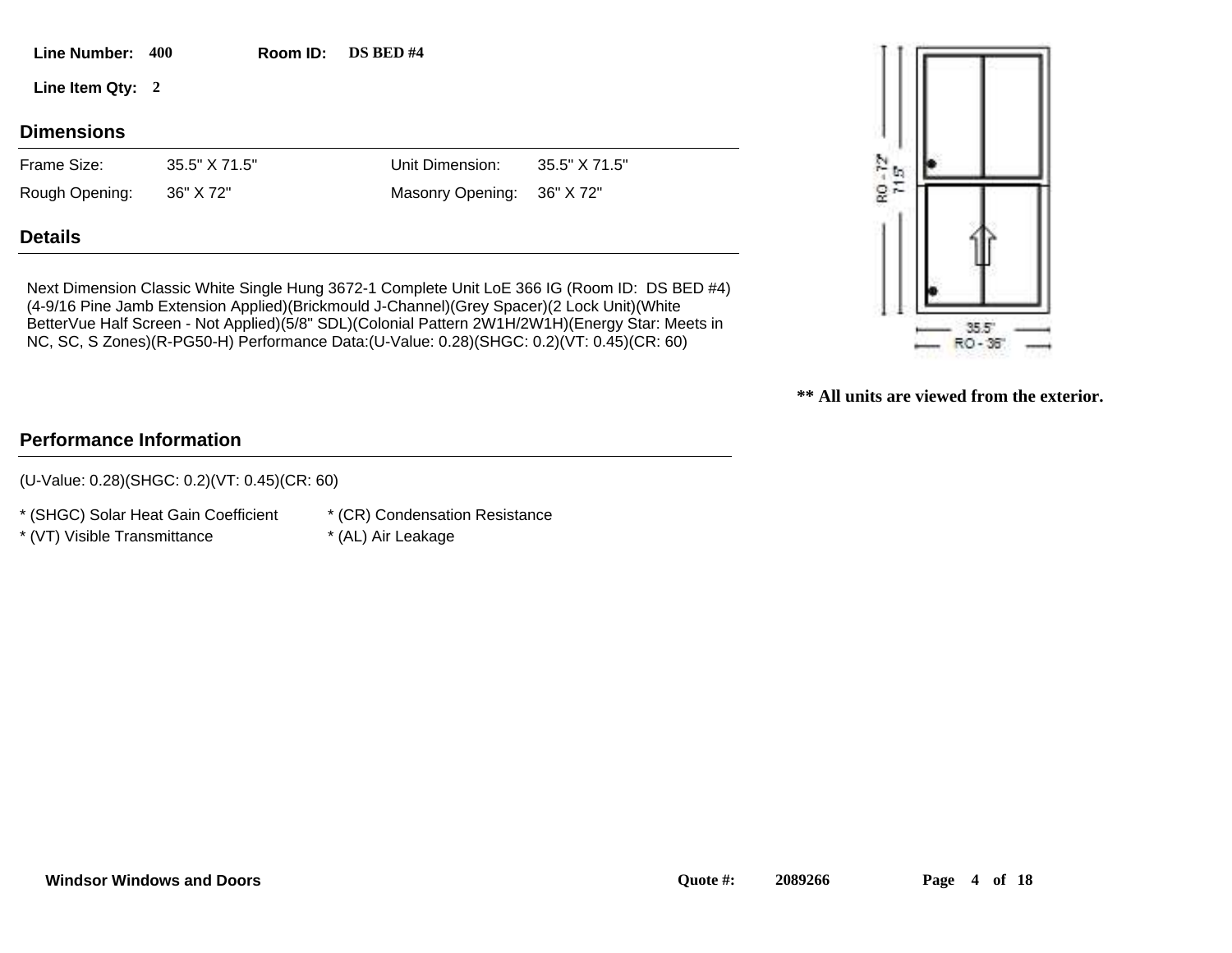**Line Number:** 400 **Room ID:** DS BED #4

**Line Item Qty:** 2

## Dimensions

| | | | |
|---|---|---|---|
| Frame Size: | 35.5" X 71.5" | Unit Dimension: | 35.5" X 71.5" |
| Rough Opening: | 36" X 72" | Masonry Opening: | 36" X 72" |

## Details

Next Dimension Classic White Single Hung 3672-1 Complete Unit LoE 366 IG (Room ID: DS BED #4)(4-9/16 Pine Jamb Extension Applied)(Brickmould J-Channel)(Grey Spacer)(2 Lock Unit)(White BetterVue Half Screen - Not Applied)(5/8" SDL)(Colonial Pattern 2W1H/2W1H)(Energy Star: Meets in NC, SC, S Zones)(R-PG50-H) Performance Data:(U-Value: 0.28)(SHGC: 0.2)(VT: 0.45)(CR: 60)

RO - 72"
71.5"
35.5"
RO - 36"

**** All units are viewed from the exterior.**

## Performance Information

(U-Value: 0.28)(SHGC: 0.2)(VT: 0.45)(CR: 60)

* (SHGC) Solar Heat Gain Coefficient
* (CR) Condensation Resistance
* (VT) Visible Transmittance
* (AL) Air Leakage

**Windsor Windows and Doors** **Quote #:** 2089266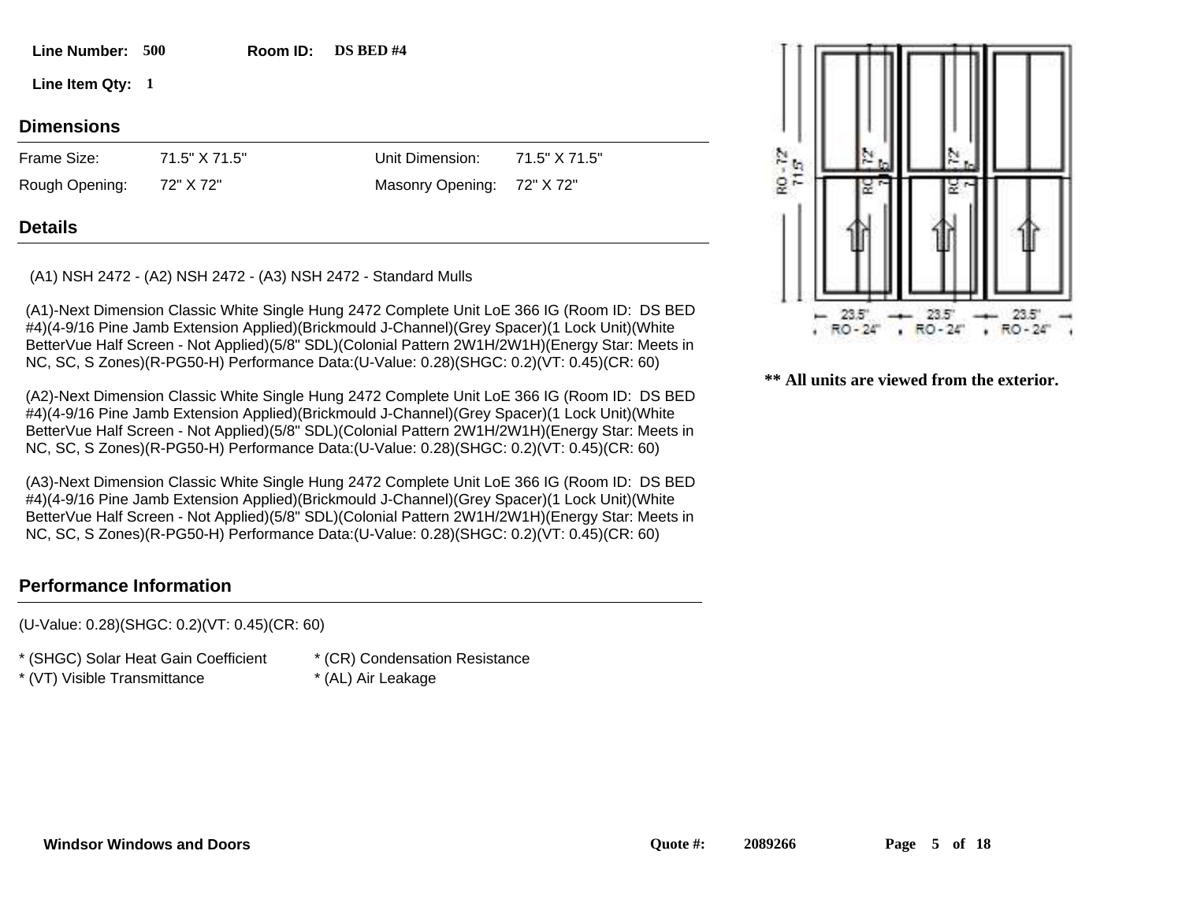**Line Number:** 500 **Room ID:** DS BED #4

**Line Item Qty:** 1

## Dimensions

| | | | |
|---|---|---|---|
| Frame Size: | 71.5" X 71.5" | Unit Dimension: | 71.5" X 71.5" |
| Rough Opening: | 72" X 72" | Masonry Opening: | 72" X 72" |

## Details

(A1) NSH 2472 - (A2) NSH 2472 - (A3) NSH 2472 - Standard Mulls

(A1)-Next Dimension Classic White Single Hung 2472 Complete Unit LoE 366 IG (Room ID: DS BED #4)(4-9/16 Pine Jamb Extension Applied)(Brickmould J-Channel)(Grey Spacer)(1 Lock Unit)(White BetterVue Half Screen - Not Applied)(5/8" SDL)(Colonial Pattern 2W1H/2W1H)(Energy Star: Meets in NC, SC, S Zones)(R-PG50-H) Performance Data:(U-Value: 0.28)(SHGC: 0.2)(VT: 0.45)(CR: 60)

(A2)-Next Dimension Classic White Single Hung 2472 Complete Unit LoE 366 IG (Room ID: DS BED #4)(4-9/16 Pine Jamb Extension Applied)(Brickmould J-Channel)(Grey Spacer)(1 Lock Unit)(White BetterVue Half Screen - Not Applied)(5/8" SDL)(Colonial Pattern 2W1H/2W1H)(Energy Star: Meets in NC, SC, S Zones)(R-PG50-H) Performance Data:(U-Value: 0.28)(SHGC: 0.2)(VT: 0.45)(CR: 60)

(A3)-Next Dimension Classic White Single Hung 2472 Complete Unit LoE 366 IG (Room ID: DS BED #4)(4-9/16 Pine Jamb Extension Applied)(Brickmould J-Channel)(Grey Spacer)(1 Lock Unit)(White BetterVue Half Screen - Not Applied)(5/8" SDL)(Colonial Pattern 2W1H/2W1H)(Energy Star: Meets in NC, SC, S Zones)(R-PG50-H) Performance Data:(U-Value: 0.28)(SHGC: 0.2)(VT: 0.45)(CR: 60)

RO - 72" 71.5" RO - 72" 71.5" RO - 72" 71.5"

23.5" RO - 24" 23.5" RO - 24" 23.5" RO - 24"

**\*\* All units are viewed from the exterior.**

## Performance Information

(U-Value: 0.28)(SHGC: 0.2)(VT: 0.45)(CR: 60)

* (SHGC) Solar Heat Gain Coefficient
* (VT) Visible Transmittance
* (CR) Condensation Resistance
* (AL) Air Leakage

**Windsor Windows and Doors** **Quote #:** 2089266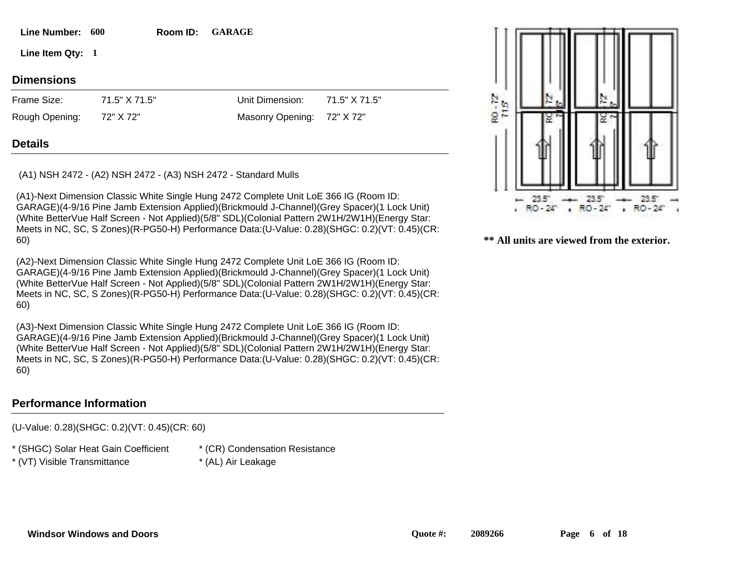**Line Number:** 600  **Room ID:** GARAGE

**Line Item Qty:** 1

## Dimensions

| | | | |
|---|---|---|---|
| Frame Size: | 71.5" X 71.5" | Unit Dimension: | 71.5" X 71.5" |
| Rough Opening: | 72" X 72" | Masonry Opening: | 72" X 72" |

## Details

(A1) NSH 2472 - (A2) NSH 2472 - (A3) NSH 2472 - Standard Mulls

(A1)-Next Dimension Classic White Single Hung 2472 Complete Unit LoE 366 IG (Room ID: GARAGE)(4-9/16 Pine Jamb Extension Applied)(Brickmould J-Channel)(Grey Spacer)(1 Lock Unit)(White BetterVue Half Screen - Not Applied)(5/8" SDL)(Colonial Pattern 2W1H/2W1H)(Energy Star: Meets in NC, SC, S Zones)(R-PG50-H) Performance Data:(U-Value: 0.28)(SHGC: 0.2)(VT: 0.45)(CR: 60)

(A2)-Next Dimension Classic White Single Hung 2472 Complete Unit LoE 366 IG (Room ID: GARAGE)(4-9/16 Pine Jamb Extension Applied)(Brickmould J-Channel)(Grey Spacer)(1 Lock Unit)(White BetterVue Half Screen - Not Applied)(5/8" SDL)(Colonial Pattern 2W1H/2W1H)(Energy Star: Meets in NC, SC, S Zones)(R-PG50-H) Performance Data:(U-Value: 0.28)(SHGC: 0.2)(VT: 0.45)(CR: 60)

(A3)-Next Dimension Classic White Single Hung 2472 Complete Unit LoE 366 IG (Room ID: GARAGE)(4-9/16 Pine Jamb Extension Applied)(Brickmould J-Channel)(Grey Spacer)(1 Lock Unit)(White BetterVue Half Screen - Not Applied)(5/8" SDL)(Colonial Pattern 2W1H/2W1H)(Energy Star: Meets in NC, SC, S Zones)(R-PG50-H) Performance Data:(U-Value: 0.28)(SHGC: 0.2)(VT: 0.45)(CR: 60)

RO - 72" 71.5"

23.5" RO - 24" | 23.5" RO - 24" | 23.5" RO - 24"

**\*\* All units are viewed from the exterior.**

## Performance Information

(U-Value: 0.28)(SHGC: 0.2)(VT: 0.45)(CR: 60)

* (SHGC) Solar Heat Gain Coefficient
* (VT) Visible Transmittance
* (CR) Condensation Resistance
* (AL) Air Leakage

**Windsor Windows and Doors** Quote #: 2089266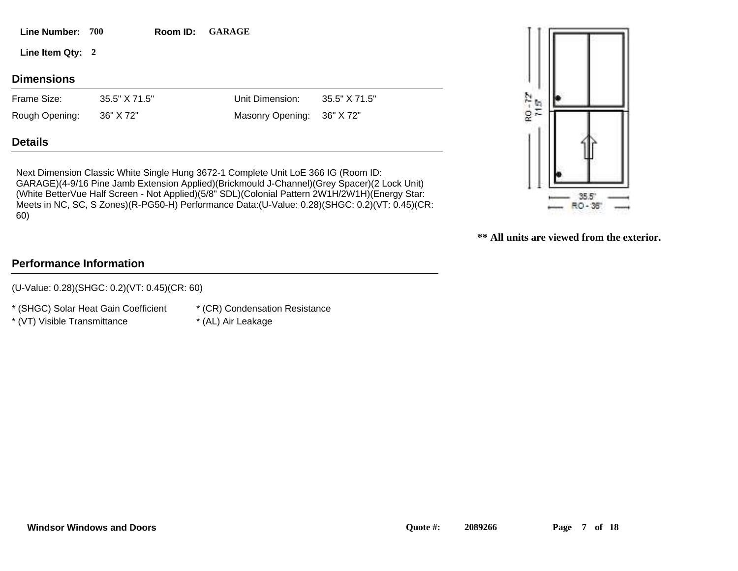**Line Number:** 700 **Room ID:** GARAGE

**Line Item Qty:** 2

## Dimensions

| Frame Size: | 35.5" X 71.5" | Unit Dimension: | 35.5" X 71.5" |
|---|---|---|---|
| Rough Opening: | 36" X 72" | Masonry Opening: | 36" X 72" |

## Details

Next Dimension Classic White Single Hung 3672-1 Complete Unit LoE 366 IG (Room ID: GARAGE)(4-9/16 Pine Jamb Extension Applied)(Brickmould J-Channel)(Grey Spacer)(2 Lock Unit)(White BetterVue Half Screen - Not Applied)(5/8" SDL)(Colonial Pattern 2W1H/2W1H)(Energy Star: Meets in NC, SC, S Zones)(R-PG50-H) Performance Data:(U-Value: 0.28)(SHGC: 0.2)(VT: 0.45)(CR: 60)

RO - 72"
71.5"
35.5"
RO - 36"

**\*\* All units are viewed from the exterior.**

## Performance Information

(U-Value: 0.28)(SHGC: 0.2)(VT: 0.45)(CR: 60)

* (SHGC) Solar Heat Gain Coefficient
* (VT) Visible Transmittance
* (CR) Condensation Resistance
* (AL) Air Leakage

Windsor Windows and Doors Quote #: 2089266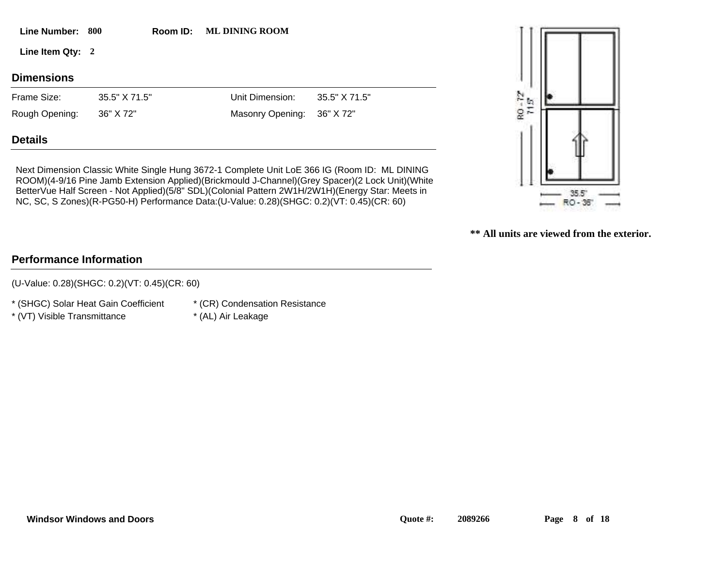**Line Number:** 800  **Room ID:** ML DINING ROOM

**Line Item Qty:** 2

## Dimensions

| Frame Size: | 35.5" X 71.5" | Unit Dimension: | 35.5" X 71.5" |
|---|---|---|---|
| Rough Opening: | 36" X 72" | Masonry Opening: | 36" X 72" |

## Details

Next Dimension Classic White Single Hung 3672-1 Complete Unit LoE 366 IG (Room ID: ML DINING ROOM)(4-9/16 Pine Jamb Extension Applied)(Brickmould J-Channel)(Grey Spacer)(2 Lock Unit)(White BetterVue Half Screen - Not Applied)(5/8" SDL)(Colonial Pattern 2W1H/2W1H)(Energy Star: Meets in NC, SC, S Zones)(R-PG50-H) Performance Data:(U-Value: 0.28)(SHGC: 0.2)(VT: 0.45)(CR: 60)

RO - 72"
71.5"
35.5"
RO - 36"

**** All units are viewed from the exterior.**

## Performance Information

(U-Value: 0.28)(SHGC: 0.2)(VT: 0.45)(CR: 60)

* (SHGC) Solar Heat Gain Coefficient
* (VT) Visible Transmittance
* (CR) Condensation Resistance
* (AL) Air Leakage

**Windsor Windows and Doors** **Quote #:** 2089266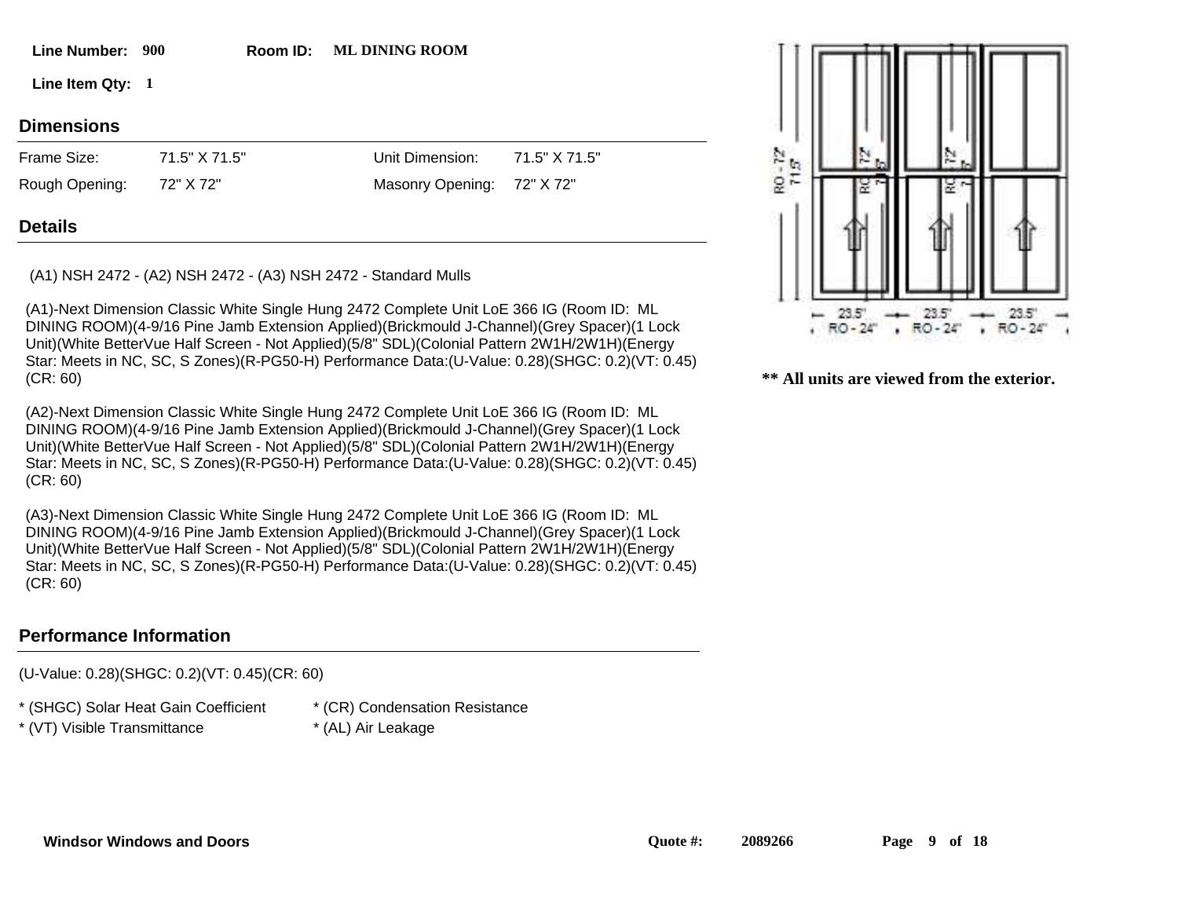**Line Number:** 900 **Room ID:** ML DINING ROOM

**Line Item Qty:** 1

## Dimensions

| | | | |
|---|---|---|---|
| Frame Size: | 71.5" X 71.5" | Unit Dimension: | 71.5" X 71.5" |
| Rough Opening: | 72" X 72" | Masonry Opening: | 72" X 72" |

## Details

(A1) NSH 2472 - (A2) NSH 2472 - (A3) NSH 2472 - Standard Mulls

(A1)-Next Dimension Classic White Single Hung 2472 Complete Unit LoE 366 IG (Room ID: ML DINING ROOM)(4-9/16 Pine Jamb Extension Applied)(Brickmould J-Channel)(Grey Spacer)(1 Lock Unit)(White BetterVue Half Screen - Not Applied)(5/8" SDL)(Colonial Pattern 2W1H/2W1H)(Energy Star: Meets in NC, SC, S Zones)(R-PG50-H) Performance Data:(U-Value: 0.28)(SHGC: 0.2)(VT: 0.45)(CR: 60)

(A2)-Next Dimension Classic White Single Hung 2472 Complete Unit LoE 366 IG (Room ID: ML DINING ROOM)(4-9/16 Pine Jamb Extension Applied)(Brickmould J-Channel)(Grey Spacer)(1 Lock Unit)(White BetterVue Half Screen - Not Applied)(5/8" SDL)(Colonial Pattern 2W1H/2W1H)(Energy Star: Meets in NC, SC, S Zones)(R-PG50-H) Performance Data:(U-Value: 0.28)(SHGC: 0.2)(VT: 0.45)(CR: 60)

(A3)-Next Dimension Classic White Single Hung 2472 Complete Unit LoE 366 IG (Room ID: ML DINING ROOM)(4-9/16 Pine Jamb Extension Applied)(Brickmould J-Channel)(Grey Spacer)(1 Lock Unit)(White BetterVue Half Screen - Not Applied)(5/8" SDL)(Colonial Pattern 2W1H/2W1H)(Energy Star: Meets in NC, SC, S Zones)(R-PG50-H) Performance Data:(U-Value: 0.28)(SHGC: 0.2)(VT: 0.45)(CR: 60)

RO - 72" 71.5" | RO - 72" 71.5" | RO - 72" 71.5"

23.5" RO - 24" | 23.5" RO - 24" | 23.5" RO - 24"

**** All units are viewed from the exterior.**

## Performance Information

(U-Value: 0.28)(SHGC: 0.2)(VT: 0.45)(CR: 60)

\* (SHGC) Solar Heat Gain Coefficient
\* (CR) Condensation Resistance
\* (VT) Visible Transmittance
\* (AL) Air Leakage

**Windsor Windows and Doors** **Quote #:** 2089266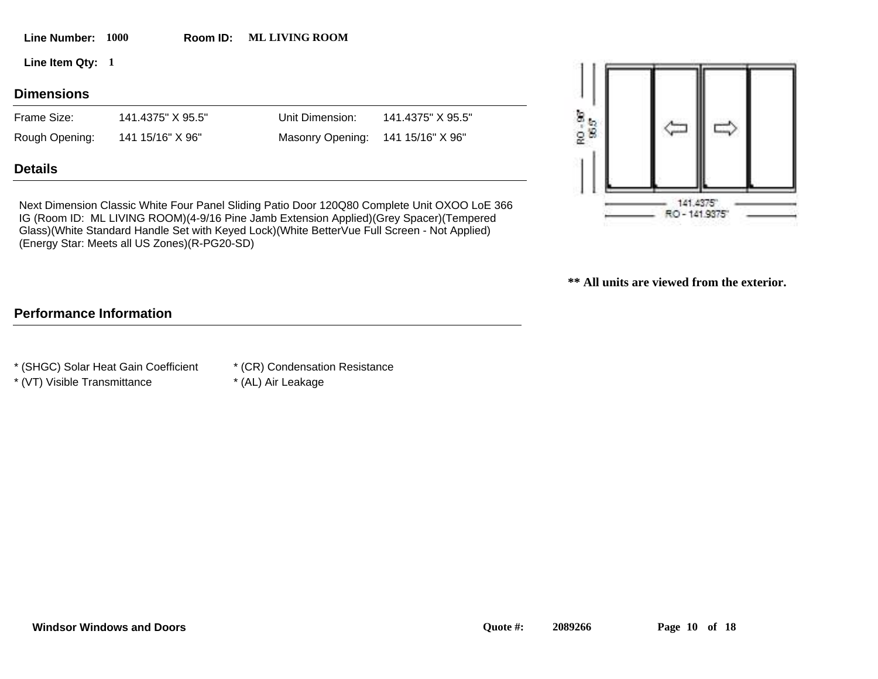**Line Number:** 1000 **Room ID:** ML LIVING ROOM

**Line Item Qty:** 1

## Dimensions

| Frame Size: | 141.4375" X 95.5" | Unit Dimension: | 141.4375" X 95.5" |
|---|---|---|---|
| Rough Opening: | 141 15/16" X 96" | Masonry Opening: | 141 15/16" X 96" |

## Details

Next Dimension Classic White Four Panel Sliding Patio Door 120Q80 Complete Unit OXOO LoE 366 IG (Room ID: ML LIVING ROOM)(4-9/16 Pine Jamb Extension Applied)(Grey Spacer)(Tempered Glass)(White Standard Handle Set with Keyed Lock)(White BetterVue Full Screen - Not Applied)(Energy Star: Meets all US Zones)(R-PG20-SD)

RO - 96"
95.5"

141.4375"
RO - 141.9375"

**\*\* All units are viewed from the exterior.**

## Performance Information

* (SHGC) Solar Heat Gain Coefficient
* (VT) Visible Transmittance
* (CR) Condensation Resistance
* (AL) Air Leakage

**Windsor Windows and Doors** **Quote #:** 2089266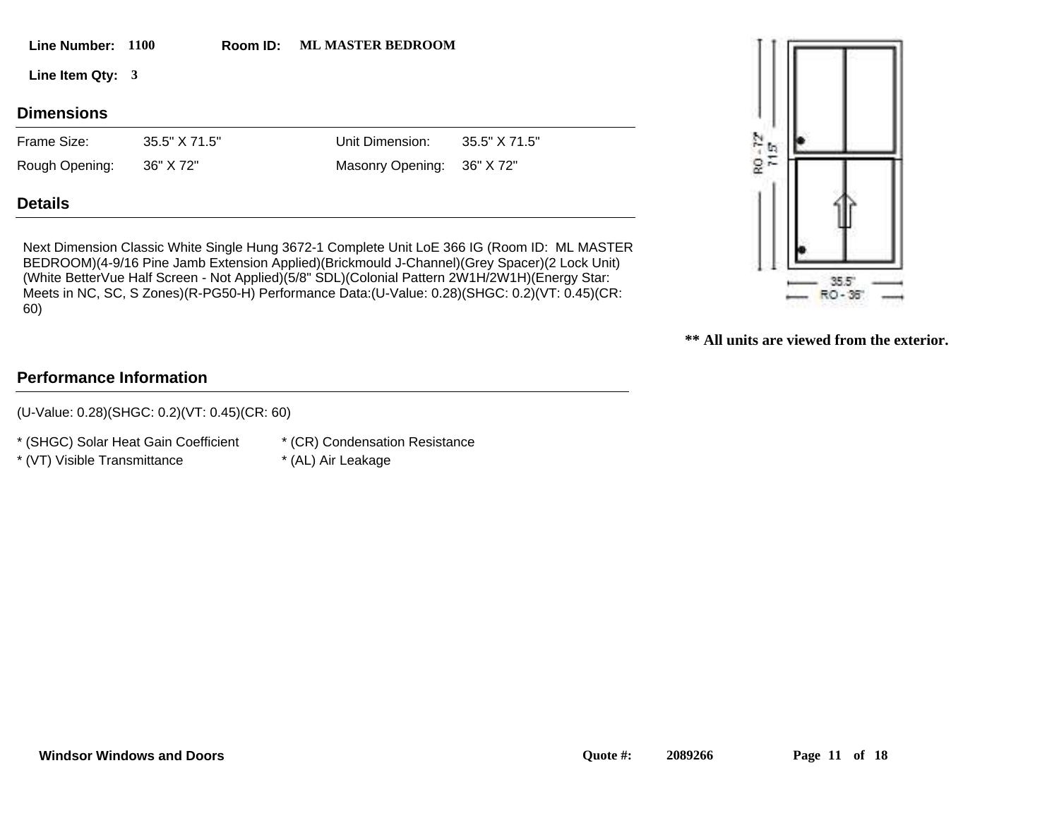**Line Number:** 1100 **Room ID:** ML MASTER BEDROOM

**Line Item Qty:** 3

## Dimensions

| | | | |
|---|---|---|---|
| Frame Size: | 35.5" X 71.5" | Unit Dimension: | 35.5" X 71.5" |
| Rough Opening: | 36" X 72" | Masonry Opening: | 36" X 72" |

## Details

Next Dimension Classic White Single Hung 3672-1 Complete Unit LoE 366 IG (Room ID: ML MASTER BEDROOM)(4-9/16 Pine Jamb Extension Applied)(Brickmould J-Channel)(Grey Spacer)(2 Lock Unit)(White BetterVue Half Screen - Not Applied)(5/8" SDL)(Colonial Pattern 2W1H/2W1H)(Energy Star: Meets in NC, SC, S Zones)(R-PG50-H) Performance Data:(U-Value: 0.28)(SHGC: 0.2)(VT: 0.45)(CR: 60)

RO - 72"
71.5"
35.5"
RO - 36"

**** All units are viewed from the exterior.**

## Performance Information

(U-Value: 0.28)(SHGC: 0.2)(VT: 0.45)(CR: 60)

* (SHGC) Solar Heat Gain Coefficient
* (VT) Visible Transmittance
* (CR) Condensation Resistance
* (AL) Air Leakage

**Windsor Windows and Doors** **Quote #:** 2089266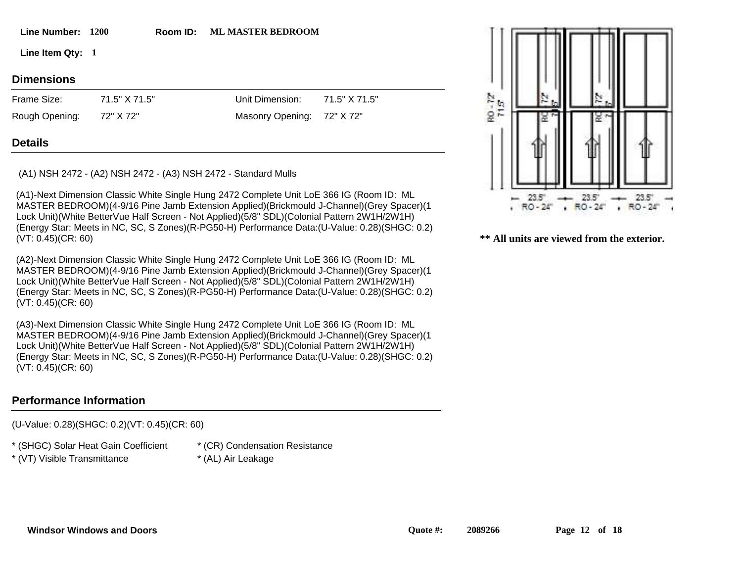**Line Number:** 1200 **Room ID:** ML MASTER BEDROOM

**Line Item Qty:** 1

## Dimensions

| | | | |
|---|---|---|---|
| Frame Size: | 71.5" X 71.5" | Unit Dimension: | 71.5" X 71.5" |
| Rough Opening: | 72" X 72" | Masonry Opening: | 72" X 72" |

## Details

(A1) NSH 2472 - (A2) NSH 2472 - (A3) NSH 2472 - Standard Mulls

(A1)-Next Dimension Classic White Single Hung 2472 Complete Unit LoE 366 IG (Room ID: ML MASTER BEDROOM)(4-9/16 Pine Jamb Extension Applied)(Brickmould J-Channel)(Grey Spacer)(1 Lock Unit)(White BetterVue Half Screen - Not Applied)(5/8" SDL)(Colonial Pattern 2W1H/2W1H)(Energy Star: Meets in NC, SC, S Zones)(R-PG50-H) Performance Data:(U-Value: 0.28)(SHGC: 0.2)(VT: 0.45)(CR: 60)

(A2)-Next Dimension Classic White Single Hung 2472 Complete Unit LoE 366 IG (Room ID: ML MASTER BEDROOM)(4-9/16 Pine Jamb Extension Applied)(Brickmould J-Channel)(Grey Spacer)(1 Lock Unit)(White BetterVue Half Screen - Not Applied)(5/8" SDL)(Colonial Pattern 2W1H/2W1H)(Energy Star: Meets in NC, SC, S Zones)(R-PG50-H) Performance Data:(U-Value: 0.28)(SHGC: 0.2)(VT: 0.45)(CR: 60)

(A3)-Next Dimension Classic White Single Hung 2472 Complete Unit LoE 366 IG (Room ID: ML MASTER BEDROOM)(4-9/16 Pine Jamb Extension Applied)(Brickmould J-Channel)(Grey Spacer)(1 Lock Unit)(White BetterVue Half Screen - Not Applied)(5/8" SDL)(Colonial Pattern 2W1H/2W1H)(Energy Star: Meets in NC, SC, S Zones)(R-PG50-H) Performance Data:(U-Value: 0.28)(SHGC: 0.2)(VT: 0.45)(CR: 60)

RO - 72" 71.5" | 23.5" RO - 24" | 23.5" RO - 24" | 23.5" RO - 24"

**\*\* All units are viewed from the exterior.**

## Performance Information

(U-Value: 0.28)(SHGC: 0.2)(VT: 0.45)(CR: 60)

* (SHGC) Solar Heat Gain Coefficient
* (VT) Visible Transmittance
* (CR) Condensation Resistance
* (AL) Air Leakage

**Windsor Windows and Doors** **Quote #:** 2089266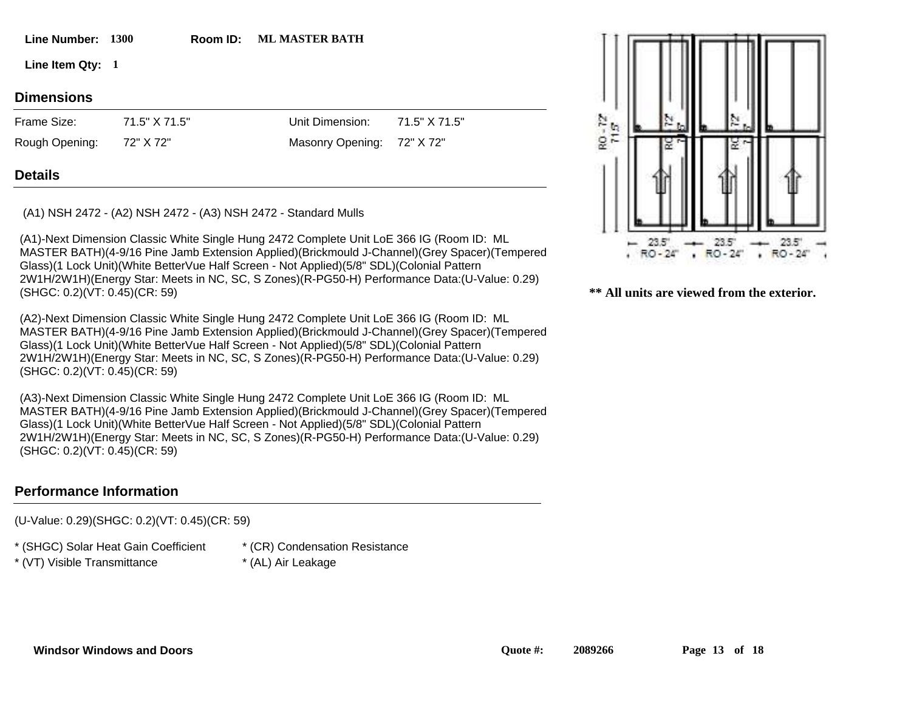**Line Number:** 1300 **Room ID:** ML MASTER BATH

**Line Item Qty:** 1

## Dimensions

| Frame Size: | 71.5" X 71.5" | Unit Dimension: | 71.5" X 71.5" |
|---|---|---|---|
| Rough Opening: | 72" X 72" | Masonry Opening: | 72" X 72" |

## Details

(A1) NSH 2472 - (A2) NSH 2472 - (A3) NSH 2472 - Standard Mulls

(A1)-Next Dimension Classic White Single Hung 2472 Complete Unit LoE 366 IG (Room ID: ML MASTER BATH)(4-9/16 Pine Jamb Extension Applied)(Brickmould J-Channel)(Grey Spacer)(Tempered Glass)(1 Lock Unit)(White BetterVue Half Screen - Not Applied)(5/8" SDL)(Colonial Pattern 2W1H/2W1H)(Energy Star: Meets in NC, SC, S Zones)(R-PG50-H) Performance Data:(U-Value: 0.29)(SHGC: 0.2)(VT: 0.45)(CR: 59)

(A2)-Next Dimension Classic White Single Hung 2472 Complete Unit LoE 366 IG (Room ID: ML MASTER BATH)(4-9/16 Pine Jamb Extension Applied)(Brickmould J-Channel)(Grey Spacer)(Tempered Glass)(1 Lock Unit)(White BetterVue Half Screen - Not Applied)(5/8" SDL)(Colonial Pattern 2W1H/2W1H)(Energy Star: Meets in NC, SC, S Zones)(R-PG50-H) Performance Data:(U-Value: 0.29)(SHGC: 0.2)(VT: 0.45)(CR: 59)

(A3)-Next Dimension Classic White Single Hung 2472 Complete Unit LoE 366 IG (Room ID: ML MASTER BATH)(4-9/16 Pine Jamb Extension Applied)(Brickmould J-Channel)(Grey Spacer)(Tempered Glass)(1 Lock Unit)(White BetterVue Half Screen - Not Applied)(5/8" SDL)(Colonial Pattern 2W1H/2W1H)(Energy Star: Meets in NC, SC, S Zones)(R-PG50-H) Performance Data:(U-Value: 0.29)(SHGC: 0.2)(VT: 0.45)(CR: 59)

RO - 72" 71.5" RO - 72" RO - 72"

23.5" RO - 24" 23.5" RO - 24" 23.5" RO - 24"

**** All units are viewed from the exterior.**

## Performance Information

(U-Value: 0.29)(SHGC: 0.2)(VT: 0.45)(CR: 59)

* (SHGC) Solar Heat Gain Coefficient
* (VT) Visible Transmittance
* (CR) Condensation Resistance
* (AL) Air Leakage

**Windsor Windows and Doors** **Quote #:** 2089266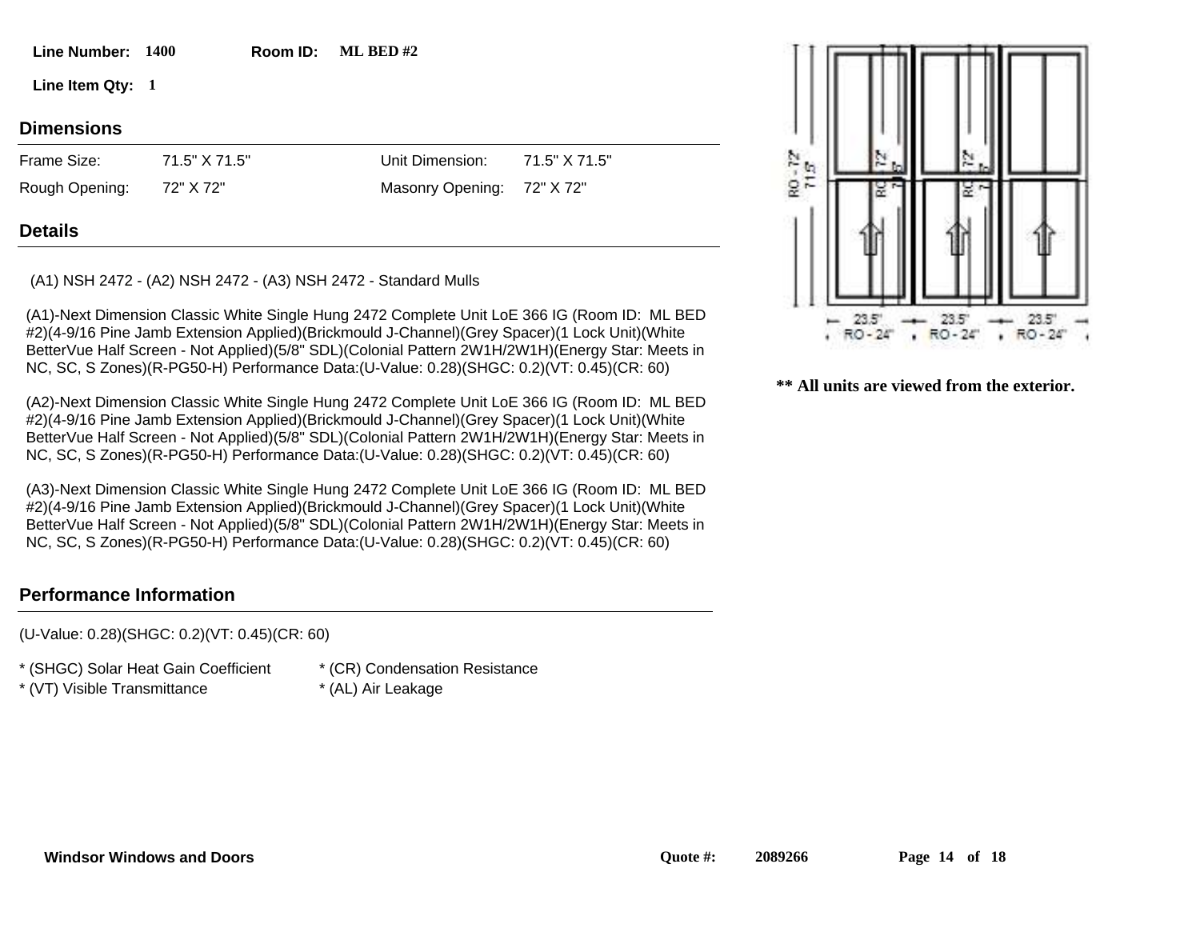**Line Number:** 1400 **Room ID:** ML BED #2

**Line Item Qty:** 1

## Dimensions

| | | | |
|---|---|---|---|
| Frame Size: | 71.5" X 71.5" | Unit Dimension: | 71.5" X 71.5" |
| Rough Opening: | 72" X 72" | Masonry Opening: | 72" X 72" |

## Details

(A1) NSH 2472 - (A2) NSH 2472 - (A3) NSH 2472 - Standard Mulls

(A1)-Next Dimension Classic White Single Hung 2472 Complete Unit LoE 366 IG (Room ID: ML BED #2)(4-9/16 Pine Jamb Extension Applied)(Brickmould J-Channel)(Grey Spacer)(1 Lock Unit)(White BetterVue Half Screen - Not Applied)(5/8" SDL)(Colonial Pattern 2W1H/2W1H)(Energy Star: Meets in NC, SC, S Zones)(R-PG50-H) Performance Data:(U-Value: 0.28)(SHGC: 0.2)(VT: 0.45)(CR: 60)

(A2)-Next Dimension Classic White Single Hung 2472 Complete Unit LoE 366 IG (Room ID: ML BED #2)(4-9/16 Pine Jamb Extension Applied)(Brickmould J-Channel)(Grey Spacer)(1 Lock Unit)(White BetterVue Half Screen - Not Applied)(5/8" SDL)(Colonial Pattern 2W1H/2W1H)(Energy Star: Meets in NC, SC, S Zones)(R-PG50-H) Performance Data:(U-Value: 0.28)(SHGC: 0.2)(VT: 0.45)(CR: 60)

(A3)-Next Dimension Classic White Single Hung 2472 Complete Unit LoE 366 IG (Room ID: ML BED #2)(4-9/16 Pine Jamb Extension Applied)(Brickmould J-Channel)(Grey Spacer)(1 Lock Unit)(White BetterVue Half Screen - Not Applied)(5/8" SDL)(Colonial Pattern 2W1H/2W1H)(Energy Star: Meets in NC, SC, S Zones)(R-PG50-H) Performance Data:(U-Value: 0.28)(SHGC: 0.2)(VT: 0.45)(CR: 60)

RO - 72" 71.5" RO - 72" RO - 72"

23.5" RO - 24" 23.5" RO - 24" 23.5" RO - 24"

**** All units are viewed from the exterior.**

## Performance Information

(U-Value: 0.28)(SHGC: 0.2)(VT: 0.45)(CR: 60)

* (SHGC) Solar Heat Gain Coefficient
* (VT) Visible Transmittance
* (CR) Condensation Resistance
* (AL) Air Leakage

**Windsor Windows and Doors** **Quote #:** 2089266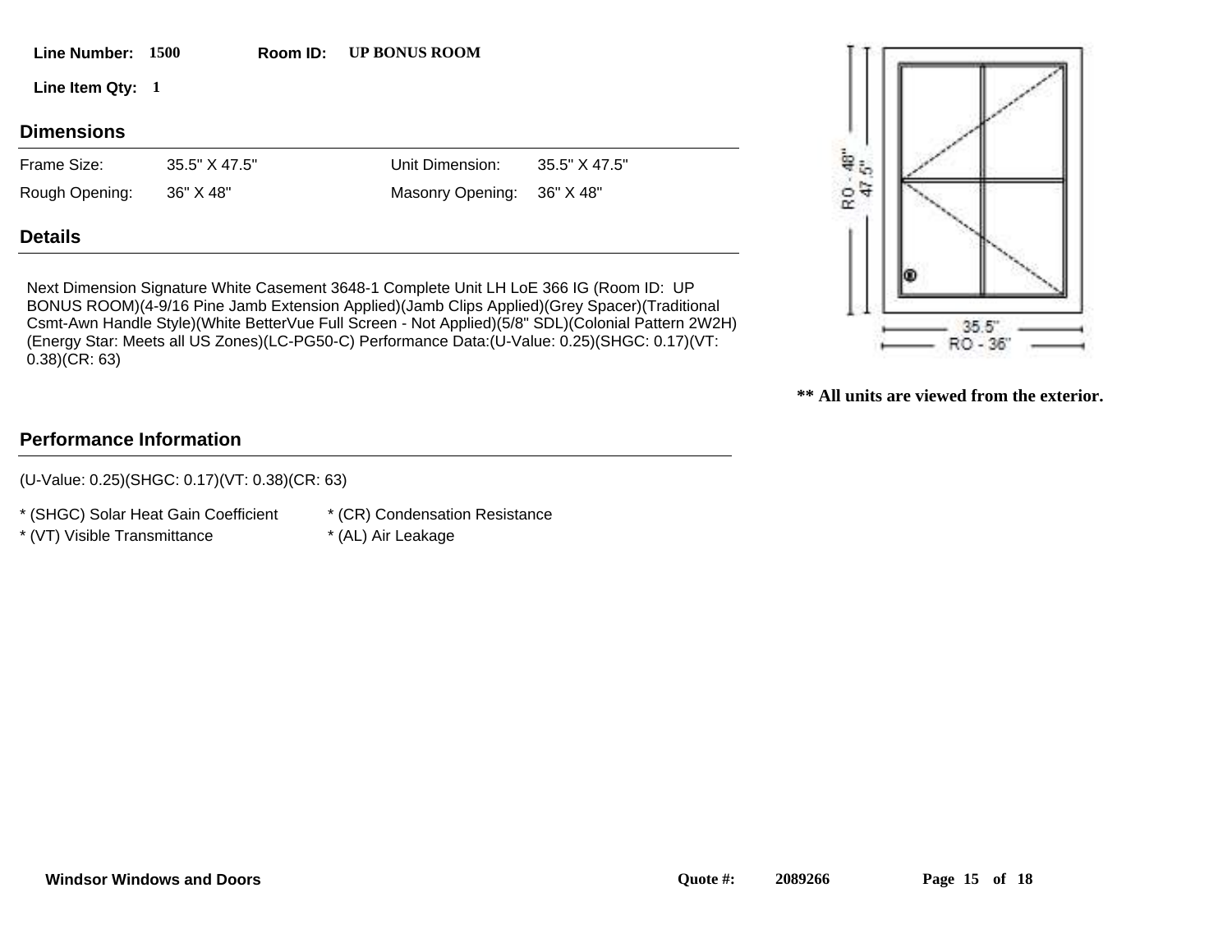**Line Number:** 1500 **Room ID:** UP BONUS ROOM

**Line Item Qty:** 1

## Dimensions

| Frame Size: | 35.5" X 47.5" | Unit Dimension: | 35.5" X 47.5" |
|---|---|---|---|
| Rough Opening: | 36" X 48" | Masonry Opening: | 36" X 48" |

## Details

Next Dimension Signature White Casement 3648-1 Complete Unit LH LoE 366 IG (Room ID: UP BONUS ROOM)(4-9/16 Pine Jamb Extension Applied)(Jamb Clips Applied)(Grey Spacer)(Traditional Csmt-Awn Handle Style)(White BetterVue Full Screen - Not Applied)(5/8" SDL)(Colonial Pattern 2W2H)(Energy Star: Meets all US Zones)(LC-PG50-C) Performance Data:(U-Value: 0.25)(SHGC: 0.17)(VT: 0.38)(CR: 63)

RO - 48"
47.5"
35.5"
RO - 36"

**** All units are viewed from the exterior.**

## Performance Information

(U-Value: 0.25)(SHGC: 0.17)(VT: 0.38)(CR: 63)

* (SHGC) Solar Heat Gain Coefficient
* (VT) Visible Transmittance
* (CR) Condensation Resistance
* (AL) Air Leakage

Windsor Windows and Doors **Quote #:** 2089266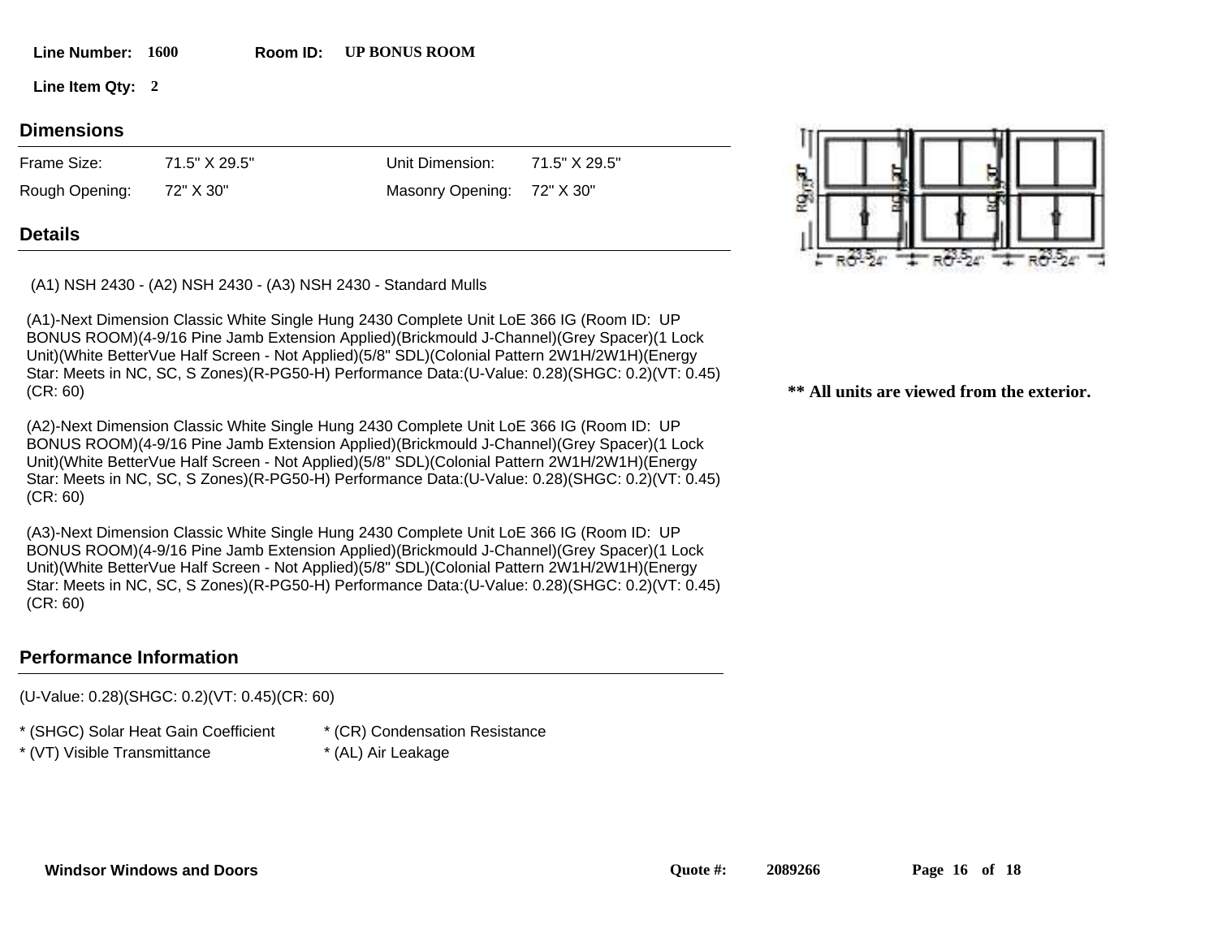**Line Number:** 1600 **Room ID:** UP BONUS ROOM

**Line Item Qty:** 2

## Dimensions

| Frame Size: | 71.5" X 29.5" | Unit Dimension: | 71.5" X 29.5" |
|---|---|---|---|
| Rough Opening: | 72" X 30" | Masonry Opening: | 72" X 30" |

## Details

(A1) NSH 2430 - (A2) NSH 2430 - (A3) NSH 2430 - Standard Mulls

(A1)-Next Dimension Classic White Single Hung 2430 Complete Unit LoE 366 IG (Room ID: UP BONUS ROOM)(4-9/16 Pine Jamb Extension Applied)(Brickmould J-Channel)(Grey Spacer)(1 Lock Unit)(White BetterVue Half Screen - Not Applied)(5/8" SDL)(Colonial Pattern 2W1H/2W1H)(Energy Star: Meets in NC, SC, S Zones)(R-PG50-H) Performance Data:(U-Value: 0.28)(SHGC: 0.2)(VT: 0.45)(CR: 60)

(A2)-Next Dimension Classic White Single Hung 2430 Complete Unit LoE 366 IG (Room ID: UP BONUS ROOM)(4-9/16 Pine Jamb Extension Applied)(Brickmould J-Channel)(Grey Spacer)(1 Lock Unit)(White BetterVue Half Screen - Not Applied)(5/8" SDL)(Colonial Pattern 2W1H/2W1H)(Energy Star: Meets in NC, SC, S Zones)(R-PG50-H) Performance Data:(U-Value: 0.28)(SHGC: 0.2)(VT: 0.45)(CR: 60)

(A3)-Next Dimension Classic White Single Hung 2430 Complete Unit LoE 366 IG (Room ID: UP BONUS ROOM)(4-9/16 Pine Jamb Extension Applied)(Brickmould J-Channel)(Grey Spacer)(1 Lock Unit)(White BetterVue Half Screen - Not Applied)(5/8" SDL)(Colonial Pattern 2W1H/2W1H)(Energy Star: Meets in NC, SC, S Zones)(R-PG50-H) Performance Data:(U-Value: 0.28)(SHGC: 0.2)(VT: 0.45)(CR: 60)

**** All units are viewed from the exterior.**

## Performance Information

(U-Value: 0.28)(SHGC: 0.2)(VT: 0.45)(CR: 60)

- * (SHGC) Solar Heat Gain Coefficient
- * (VT) Visible Transmittance
- * (CR) Condensation Resistance
- * (AL) Air Leakage

**Windsor Windows and Doors** **Quote #:** 2089266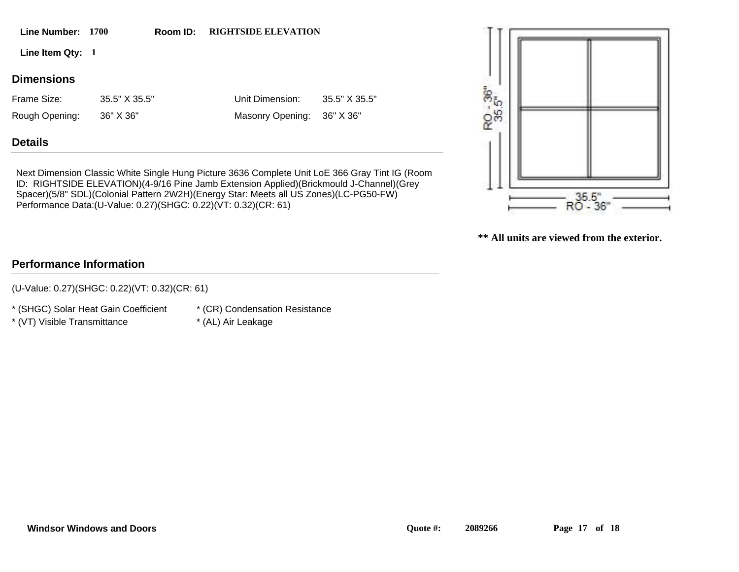**Line Number:** 1700 **Room ID:** RIGHTSIDE ELEVATION

**Line Item Qty:** 1

## Dimensions

| | | | |
|---|---|---|---|
| Frame Size: | 35.5" X 35.5" | Unit Dimension: | 35.5" X 35.5" |
| Rough Opening: | 36" X 36" | Masonry Opening: | 36" X 36" |

## Details

Next Dimension Classic White Single Hung Picture 3636 Complete Unit LoE 366 Gray Tint IG (Room ID: RIGHTSIDE ELEVATION)(4-9/16 Pine Jamb Extension Applied)(Brickmould J-Channel)(Grey Spacer)(5/8" SDL)(Colonial Pattern 2W2H)(Energy Star: Meets all US Zones)(LC-PG50-FW) Performance Data:(U-Value: 0.27)(SHGC: 0.22)(VT: 0.32)(CR: 61)

RO - 36"
35.5"
35.5"
RO - 36"

**\*\* All units are viewed from the exterior.**

## Performance Information

(U-Value: 0.27)(SHGC: 0.22)(VT: 0.32)(CR: 61)

| | |
|---|---|
| * (SHGC) Solar Heat Gain Coefficient | * (CR) Condensation Resistance |
| * (VT) Visible Transmittance | * (AL) Air Leakage |

**Windsor Windows and Doors** **Quote #:** 2089266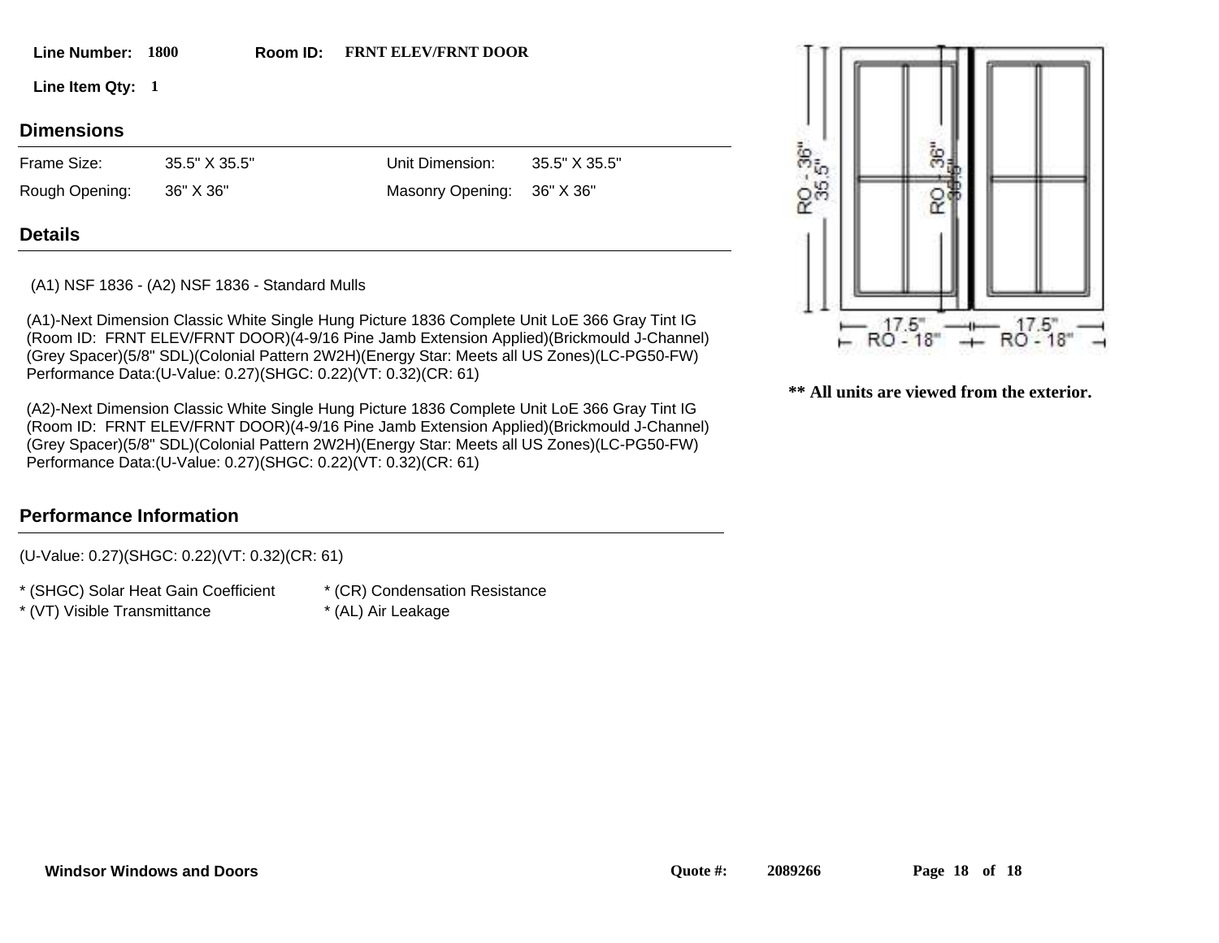**Line Number:** 1800 **Room ID:** FRNT ELEV/FRNT DOOR

**Line Item Qty:** 1

## Dimensions

| | | | |
|---|---|---|---|
| Frame Size: | 35.5" X 35.5" | Unit Dimension: | 35.5" X 35.5" |
| Rough Opening: | 36" X 36" | Masonry Opening: | 36" X 36" |

## Details

(A1) NSF 1836 - (A2) NSF 1836 - Standard Mulls

(A1)-Next Dimension Classic White Single Hung Picture 1836 Complete Unit LoE 366 Gray Tint IG (Room ID: FRNT ELEV/FRNT DOOR)(4-9/16 Pine Jamb Extension Applied)(Brickmould J-Channel)(Grey Spacer)(5/8" SDL)(Colonial Pattern 2W2H)(Energy Star: Meets all US Zones)(LC-PG50-FW) Performance Data:(U-Value: 0.27)(SHGC: 0.22)(VT: 0.32)(CR: 61)

(A2)-Next Dimension Classic White Single Hung Picture 1836 Complete Unit LoE 366 Gray Tint IG (Room ID: FRNT ELEV/FRNT DOOR)(4-9/16 Pine Jamb Extension Applied)(Brickmould J-Channel)(Grey Spacer)(5/8" SDL)(Colonial Pattern 2W2H)(Energy Star: Meets all US Zones)(LC-PG50-FW) Performance Data:(U-Value: 0.27)(SHGC: 0.22)(VT: 0.32)(CR: 61)

RO - 36"
35.5"
RO - 36"
35.5"
17.5"
RO - 18"
17.5"
RO - 18"

**\*\* All units are viewed from the exterior.**

## Performance Information

(U-Value: 0.27)(SHGC: 0.22)(VT: 0.32)(CR: 61)

* (SHGC) Solar Heat Gain Coefficient
* (VT) Visible Transmittance
* (CR) Condensation Resistance
* (AL) Air Leakage

**Windsor Windows and Doors** **Quote #:** 2089266